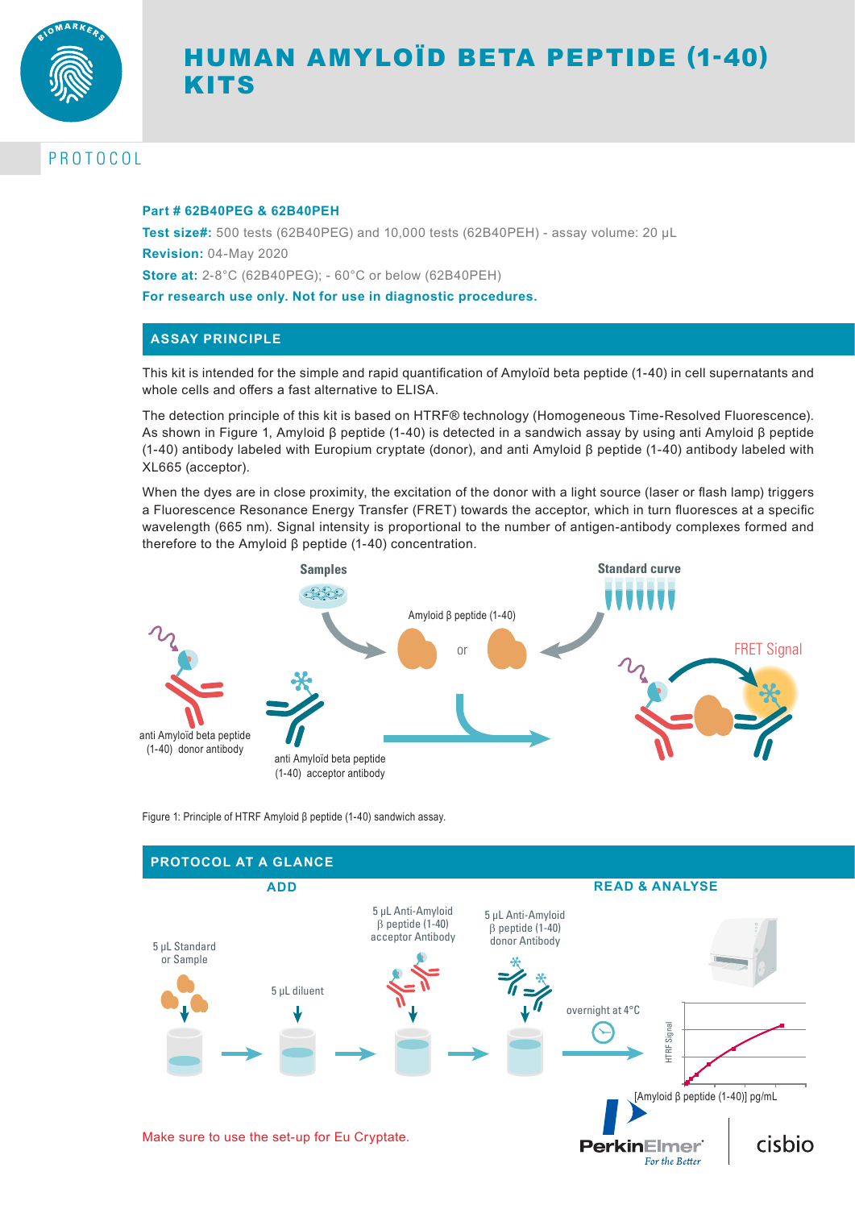# HUMAN AMYLOÏD BETA PEPTIDE (1-40) KITS

PROTOCOL

**Part # 62B40PEG & 62B40PEH**

**Test size#:** 500 tests (62B40PEG) and 10,000 tests (62B40PEH) - assay volume: 20 µL

**Revision:** 04-May 2020

**Store at:** 2-8°C (62B40PEG); - 60°C or below (62B40PEH)

**For research use only. Not for use in diagnostic procedures.**

## ASSAY PRINCIPLE

This kit is intended for the simple and rapid quantification of Amyloïd beta peptide (1-40) in cell supernatants and whole cells and offers a fast alternative to ELISA.

The detection principle of this kit is based on HTRF® technology (Homogeneous Time-Resolved Fluorescence). As shown in Figure 1, Amyloid β peptide (1-40) is detected in a sandwich assay by using anti Amyloid β peptide (1-40) antibody labeled with Europium cryptate (donor), and anti Amyloid β peptide (1-40) antibody labeled with XL665 (acceptor).

When the dyes are in close proximity, the excitation of the donor with a light source (laser or flash lamp) triggers a Fluorescence Resonance Energy Transfer (FRET) towards the acceptor, which in turn fluoresces at a specific wavelength (665 nm). Signal intensity is proportional to the number of antigen-antibody complexes formed and therefore to the Amyloid β peptide (1-40) concentration.

Samples — Standard curve — Amyloid β peptide (1-40) or — FRET Signal — anti Amyloïd beta peptide (1-40) donor antibody — anti Amyloïd beta peptide (1-40) acceptor antibody

Figure 1: Principle of HTRF Amyloid β peptide (1-40) sandwich assay.

## PROTOCOL AT A GLANCE

**ADD**

1. 5 µL Standard or Sample
2. 5 µL diluent
3. 5 µL Anti-Amyloid β peptide (1-40) acceptor Antibody
4. 5 µL Anti-Amyloid β peptide (1-40) donor Antibody

overnight at 4°C

**READ & ANALYSE**

HTRF Signal vs. [Amyloid β peptide (1-40)] pg/mL

Make sure to use the set-up for Eu Cryptate.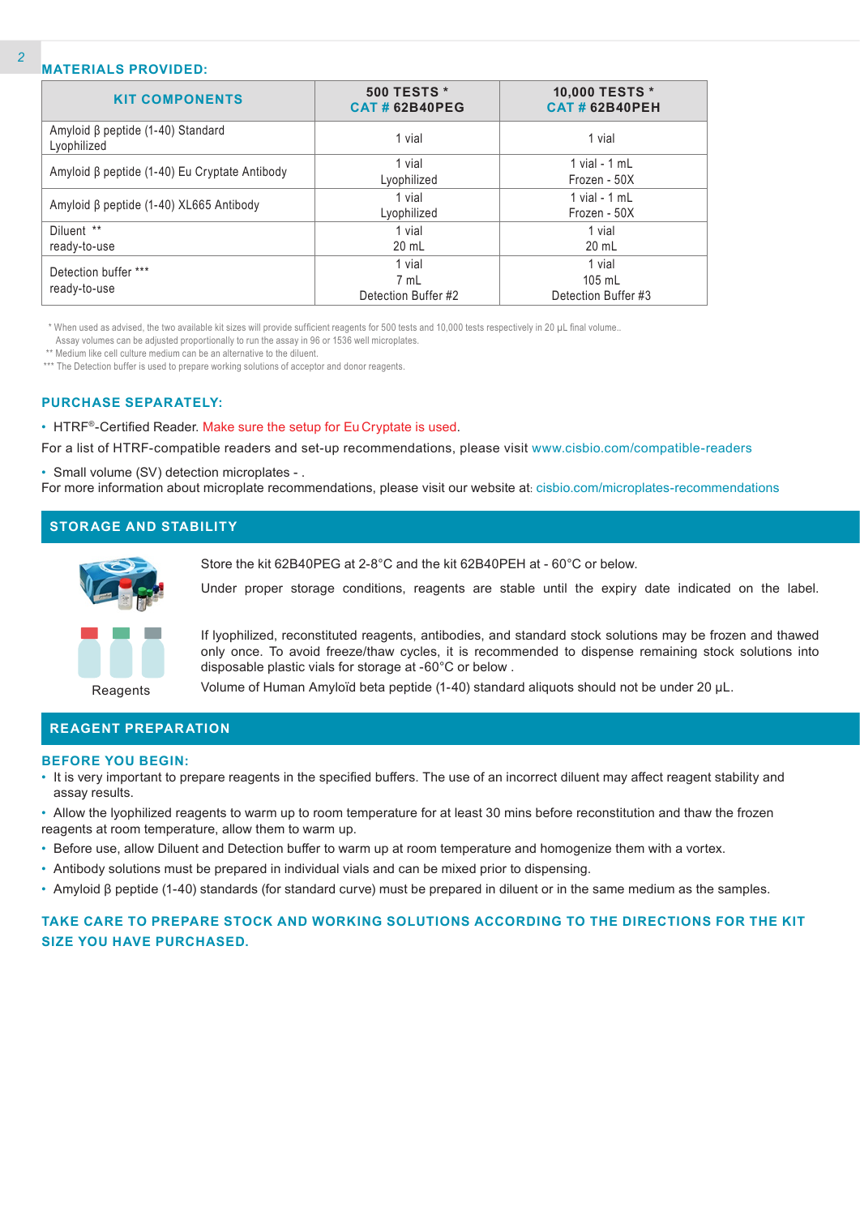## MATERIALS PROVIDED:

| KIT COMPONENTS | 500 TESTS * CAT # 62B40PEG | 10,000 TESTS * CAT # 62B40PEH |
|---|---|---|
| Amyloid β peptide (1-40) Standard Lyophilized | 1 vial | 1 vial |
| Amyloid β peptide (1-40) Eu Cryptate Antibody | 1 vial Lyophilized | 1 vial - 1 mL Frozen - 50X |
| Amyloid β peptide (1-40) XL665 Antibody | 1 vial Lyophilized | 1 vial - 1 mL Frozen - 50X |
| Diluent ** ready-to-use | 1 vial 20 mL | 1 vial 20 mL |
| Detection buffer *** ready-to-use | 1 vial 7 mL Detection Buffer #2 | 1 vial 105 mL Detection Buffer #3 |

* When used as advised, the two available kit sizes will provide sufficient reagents for 500 tests and 10,000 tests respectively in 20 µL final volume.. Assay volumes can be adjusted proportionally to run the assay in 96 or 1536 well microplates.
** Medium like cell culture medium can be an alternative to the diluent.
*** The Detection buffer is used to prepare working solutions of acceptor and donor reagents.

## PURCHASE SEPARATELY:

- HTRF®-Certified Reader. Make sure the setup for Eu Cryptate is used.

For a list of HTRF-compatible readers and set-up recommendations, please visit www.cisbio.com/compatible-readers

- Small volume (SV) detection microplates - .

For more information about microplate recommendations, please visit our website at: cisbio.com/microplates-recommendations

## STORAGE AND STABILITY

Store the kit 62B40PEG at 2-8°C and the kit 62B40PEH at - 60°C or below.

Under proper storage conditions, reagents are stable until the expiry date indicated on the label.

Reagents

If lyophilized, reconstituted reagents, antibodies, and standard stock solutions may be frozen and thawed only once. To avoid freeze/thaw cycles, it is recommended to dispense remaining stock solutions into disposable plastic vials for storage at -60°C or below .

Volume of Human Amyloïd beta peptide (1-40) standard aliquots should not be under 20 µL.

## REAGENT PREPARATION

### BEFORE YOU BEGIN:

- It is very important to prepare reagents in the specified buffers. The use of an incorrect diluent may affect reagent stability and assay results.
- Allow the lyophilized reagents to warm up to room temperature for at least 30 mins before reconstitution and thaw the frozen reagents at room temperature, allow them to warm up.
- Before use, allow Diluent and Detection buffer to warm up at room temperature and homogenize them with a vortex.
- Antibody solutions must be prepared in individual vials and can be mixed prior to dispensing.
- Amyloid β peptide (1-40) standards (for standard curve) must be prepared in diluent or in the same medium as the samples.

**TAKE CARE TO PREPARE STOCK AND WORKING SOLUTIONS ACCORDING TO THE DIRECTIONS FOR THE KIT SIZE YOU HAVE PURCHASED.**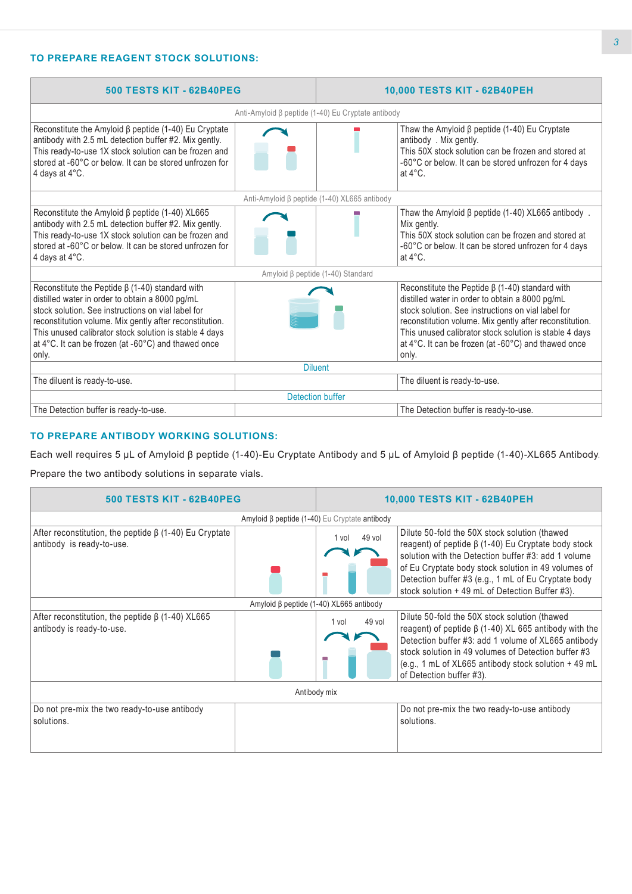## TO PREPARE REAGENT STOCK SOLUTIONS:

| 500 TESTS KIT - 62B40PEG | | | 10,000 TESTS KIT - 62B40PEH |
|---|---|---|---|
| Anti-Amyloid β peptide (1-40) Eu Cryptate antibody | | | |
| Reconstitute the Amyloid β peptide (1-40) Eu Cryptate antibody with 2.5 mL detection buffer #2. Mix gently. This ready-to-use 1X stock solution can be frozen and stored at -60°C or below. It can be stored unfrozen for 4 days at 4°C. | | | Thaw the Amyloid β peptide (1-40) Eu Cryptate antibody . Mix gently. This 50X stock solution can be frozen and stored at -60°C or below. It can be stored unfrozen for 4 days at 4°C. |
| Anti-Amyloid β peptide (1-40) XL665 antibody | | | |
| Reconstitute the Amyloid β peptide (1-40) XL665 antibody with 2.5 mL detection buffer #2. Mix gently. This ready-to-use 1X stock solution can be frozen and stored at -60°C or below. It can be stored unfrozen for 4 days at 4°C. | | | Thaw the Amyloid β peptide (1-40) XL665 antibody . Mix gently. This 50X stock solution can be frozen and stored at -60°C or below. It can be stored unfrozen for 4 days at 4°C. |
| Amyloid β peptide (1-40) Standard | | | |
| Reconstitute the Peptide β (1-40) standard with distilled water in order to obtain a 8000 pg/mL stock solution. See instructions on vial label for reconstitution volume. Mix gently after reconstitution. This unused calibrator stock solution is stable 4 days at 4°C. It can be frozen (at -60°C) and thawed once only. | | | Reconstitute the Peptide β (1-40) standard with distilled water in order to obtain a 8000 pg/mL stock solution. See instructions on vial label for reconstitution volume. Mix gently after reconstitution. This unused calibrator stock solution is stable 4 days at 4°C. It can be frozen (at -60°C) and thawed once only. |
| Diluent | | | |
| The diluent is ready-to-use. | | | The diluent is ready-to-use. |
| Detection buffer | | | |
| The Detection buffer is ready-to-use. | | | The Detection buffer is ready-to-use. |

## TO PREPARE ANTIBODY WORKING SOLUTIONS:

Each well requires 5 µL of Amyloid β peptide (1-40)-Eu Cryptate Antibody and 5 µL of Amyloid β peptide (1-40)-XL665 Antibody.

Prepare the two antibody solutions in separate vials.

| 500 TESTS KIT - 62B40PEG | | | 10,000 TESTS KIT - 62B40PEH |
|---|---|---|---|
| Amyloid β peptide (1-40) Eu Cryptate antibody | | | |
| After reconstitution, the peptide β (1-40) Eu Cryptate antibody is ready-to-use. | | 1 vol 49 vol | Dilute 50-fold the 50X stock solution (thawed reagent) of peptide β (1-40) Eu Cryptate body stock solution with the Detection buffer #3: add 1 volume of Eu Cryptate body stock solution in 49 volumes of Detection buffer #3 (e.g., 1 mL of Eu Cryptate body stock solution + 49 mL of Detection Buffer #3). |
| Amyloid β peptide (1-40) XL665 antibody | | | |
| After reconstitution, the peptide β (1-40) XL665 antibody is ready-to-use. | | 1 vol 49 vol | Dilute 50-fold the 50X stock solution (thawed reagent) of peptide β (1-40) XL 665 antibody with the Detection buffer #3: add 1 volume of XL665 antibody stock solution in 49 volumes of Detection buffer #3 (e.g., 1 mL of XL665 antibody stock solution + 49 mL of Detection buffer #3). |
| Antibody mix | | | |
| Do not pre-mix the two ready-to-use antibody solutions. | | | Do not pre-mix the two ready-to-use antibody solutions. |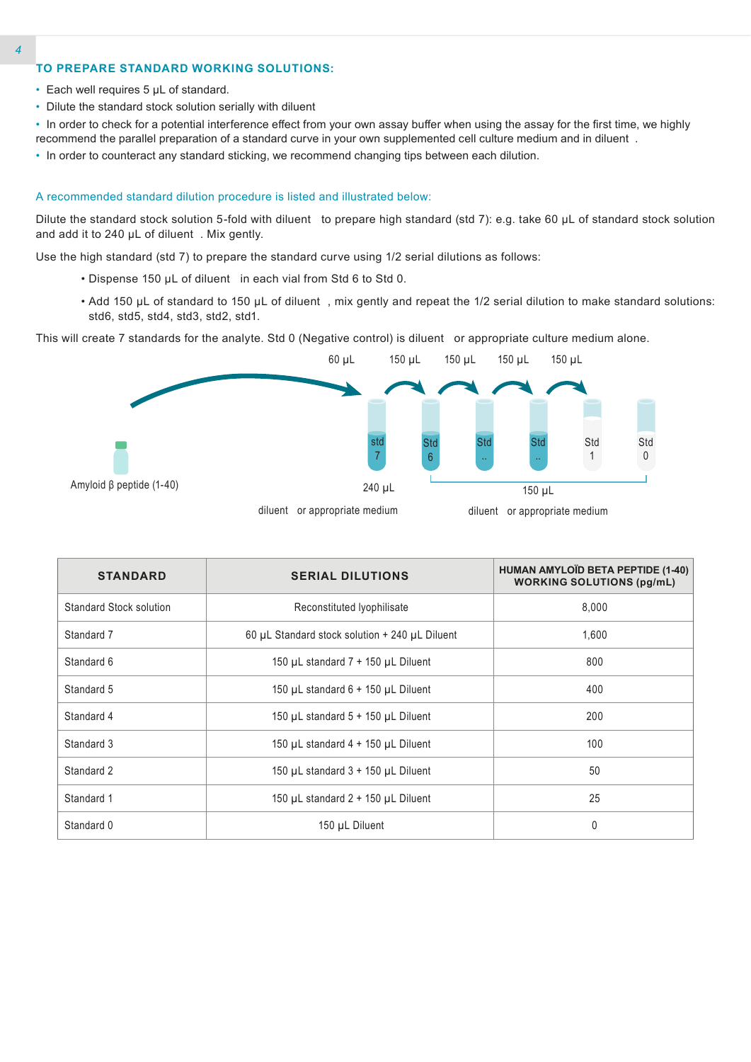## TO PREPARE STANDARD WORKING SOLUTIONS:

- Each well requires 5 µL of standard.
- Dilute the standard stock solution serially with diluent
- In order to check for a potential interference effect from your own assay buffer when using the assay for the first time, we highly recommend the parallel preparation of a standard curve in your own supplemented cell culture medium and in diluent .
- In order to counteract any standard sticking, we recommend changing tips between each dilution.

A recommended standard dilution procedure is listed and illustrated below:

Dilute the standard stock solution 5-fold with diluent to prepare high standard (std 7): e.g. take 60 µL of standard stock solution and add it to 240 µL of diluent . Mix gently.

Use the high standard (std 7) to prepare the standard curve using 1/2 serial dilutions as follows:

- Dispense 150 µL of diluent in each vial from Std 6 to Std 0.
- Add 150 µL of standard to 150 µL of diluent , mix gently and repeat the 1/2 serial dilution to make standard solutions: std6, std5, std4, std3, std2, std1.

This will create 7 standards for the analyte. Std 0 (Negative control) is diluent or appropriate culture medium alone.

60 µL 150 µL 150 µL 150 µL 150 µL

Amyloid β peptide (1-40) | std 7 | Std 6 | Std .. | Std .. | Std 1 | Std 0

240 µL diluent or appropriate medium | 150 µL diluent or appropriate medium

| STANDARD | SERIAL DILUTIONS | HUMAN AMYLOÏD BETA PEPTIDE (1-40) WORKING SOLUTIONS (pg/mL) |
|---|---|---|
| Standard Stock solution | Reconstituted lyophilisate | 8,000 |
| Standard 7 | 60 µL Standard stock solution + 240 µL Diluent | 1,600 |
| Standard 6 | 150 µL standard 7 + 150 µL Diluent | 800 |
| Standard 5 | 150 µL standard 6 + 150 µL Diluent | 400 |
| Standard 4 | 150 µL standard 5 + 150 µL Diluent | 200 |
| Standard 3 | 150 µL standard 4 + 150 µL Diluent | 100 |
| Standard 2 | 150 µL standard 3 + 150 µL Diluent | 50 |
| Standard 1 | 150 µL standard 2 + 150 µL Diluent | 25 |
| Standard 0 | 150 µL Diluent | 0 |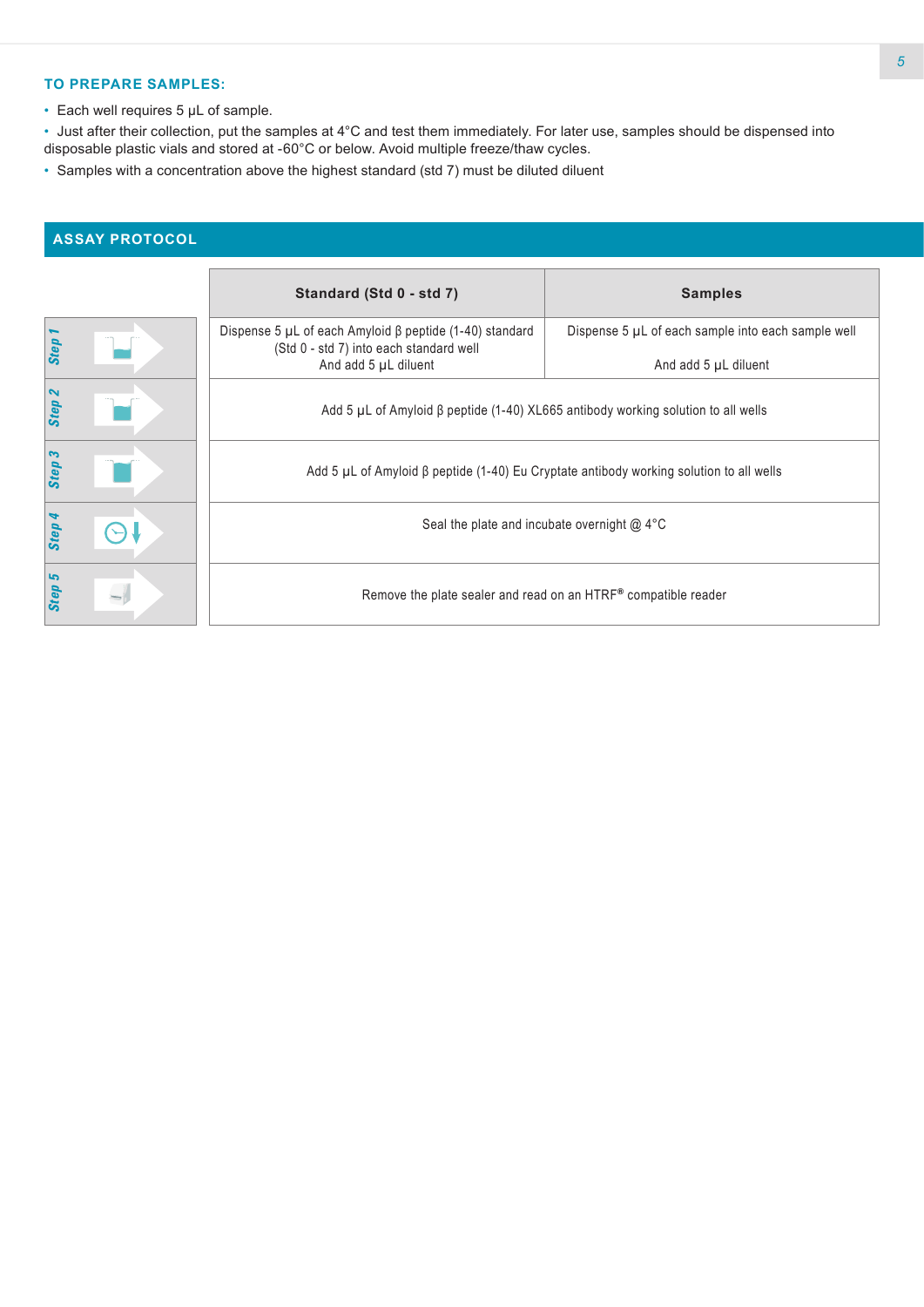### TO PREPARE SAMPLES:

- Each well requires 5 µL of sample.
- Just after their collection, put the samples at 4°C and test them immediately. For later use, samples should be dispensed into disposable plastic vials and stored at -60°C or below. Avoid multiple freeze/thaw cycles.
- Samples with a concentration above the highest standard (std 7) must be diluted diluent

## ASSAY PROTOCOL

| | Standard (Std 0 - std 7) | Samples |
|---|---|---|
| Step 1 | Dispense 5 µL of each Amyloid β peptide (1-40) standard (Std 0 - std 7) into each standard well<br>And add 5 µL diluent | Dispense 5 µL of each sample into each sample well<br><br>And add 5 µL diluent |
| Step 2 | Add 5 µL of Amyloid β peptide (1-40) XL665 antibody working solution to all wells | |
| Step 3 | Add 5 µL of Amyloid β peptide (1-40) Eu Cryptate antibody working solution to all wells | |
| Step 4 | Seal the plate and incubate overnight @ 4°C | |
| Step 5 | Remove the plate sealer and read on an HTRF® compatible reader | |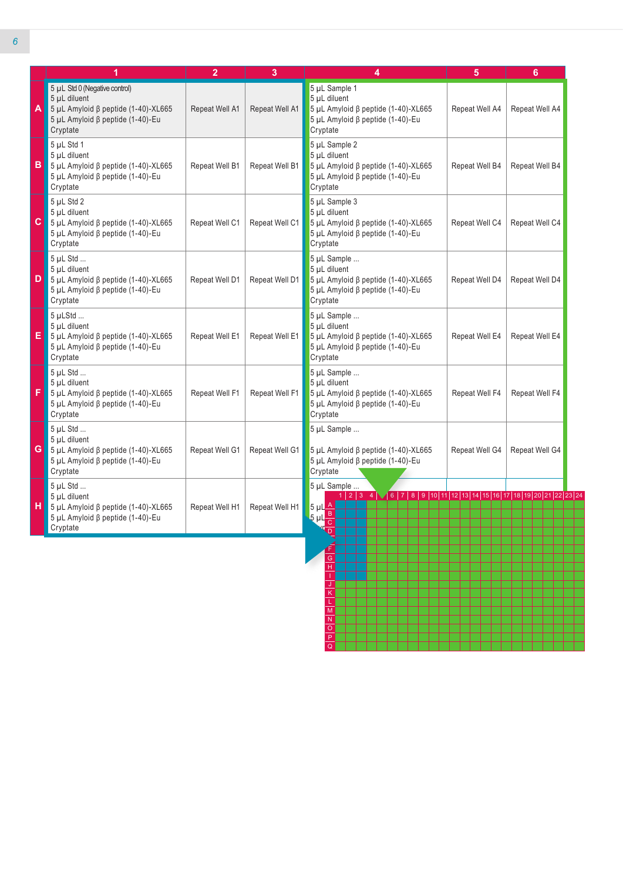|  | 1 | 2 | 3 | 4 | 5 | 6 |
|---|---|---|---|---|---|---|
| A | 5 µL Std 0 (Negative control)<br>5 µL diluent<br>5 µL Amyloid β peptide (1-40)-XL665<br>5 µL Amyloid β peptide (1-40)-Eu Cryptate | Repeat Well A1 | Repeat Well A1 | 5 µL Sample 1<br>5 µL diluent<br>5 µL Amyloid β peptide (1-40)-XL665<br>5 µL Amyloid β peptide (1-40)-Eu Cryptate | Repeat Well A4 | Repeat Well A4 |
| B | 5 µL Std 1<br>5 µL diluent<br>5 µL Amyloid β peptide (1-40)-XL665<br>5 µL Amyloid β peptide (1-40)-Eu Cryptate | Repeat Well B1 | Repeat Well B1 | 5 µL Sample 2<br>5 µL diluent<br>5 µL Amyloid β peptide (1-40)-XL665<br>5 µL Amyloid β peptide (1-40)-Eu Cryptate | Repeat Well B4 | Repeat Well B4 |
| C | 5 µL Std 2<br>5 µL diluent<br>5 µL Amyloid β peptide (1-40)-XL665<br>5 µL Amyloid β peptide (1-40)-Eu Cryptate | Repeat Well C1 | Repeat Well C1 | 5 µL Sample 3<br>5 µL diluent<br>5 µL Amyloid β peptide (1-40)-XL665<br>5 µL Amyloid β peptide (1-40)-Eu Cryptate | Repeat Well C4 | Repeat Well C4 |
| D | 5 µL Std ...<br>5 µL diluent<br>5 µL Amyloid β peptide (1-40)-XL665<br>5 µL Amyloid β peptide (1-40)-Eu Cryptate | Repeat Well D1 | Repeat Well D1 | 5 µL Sample ...<br>5 µL diluent<br>5 µL Amyloid β peptide (1-40)-XL665<br>5 µL Amyloid β peptide (1-40)-Eu Cryptate | Repeat Well D4 | Repeat Well D4 |
| E | 5 µLStd ...<br>5 µL diluent<br>5 µL Amyloid β peptide (1-40)-XL665<br>5 µL Amyloid β peptide (1-40)-Eu Cryptate | Repeat Well E1 | Repeat Well E1 | 5 µL Sample ...<br>5 µL diluent<br>5 µL Amyloid β peptide (1-40)-XL665<br>5 µL Amyloid β peptide (1-40)-Eu Cryptate | Repeat Well E4 | Repeat Well E4 |
| F | 5 µL Std ...<br>5 µL diluent<br>5 µL Amyloid β peptide (1-40)-XL665<br>5 µL Amyloid β peptide (1-40)-Eu Cryptate | Repeat Well F1 | Repeat Well F1 | 5 µL Sample ...<br>5 µL diluent<br>5 µL Amyloid β peptide (1-40)-XL665<br>5 µL Amyloid β peptide (1-40)-Eu Cryptate | Repeat Well F4 | Repeat Well F4 |
| G | 5 µL Std ...<br>5 µL diluent<br>5 µL Amyloid β peptide (1-40)-XL665<br>5 µL Amyloid β peptide (1-40)-Eu Cryptate | Repeat Well G1 | Repeat Well G1 | 5 µL Sample ...<br><br>5 µL Amyloid β peptide (1-40)-XL665<br>5 µL Amyloid β peptide (1-40)-Eu Cryptate | Repeat Well G4 | Repeat Well G4 |
| H | 5 µL Std ...<br>5 µL diluent<br>5 µL Amyloid β peptide (1-40)-XL665<br>5 µL Amyloid β peptide (1-40)-Eu Cryptate | Repeat Well H1 | Repeat Well H1 | 5 µL Sample ...<br>5 µL ...<br>5 µL ... | | |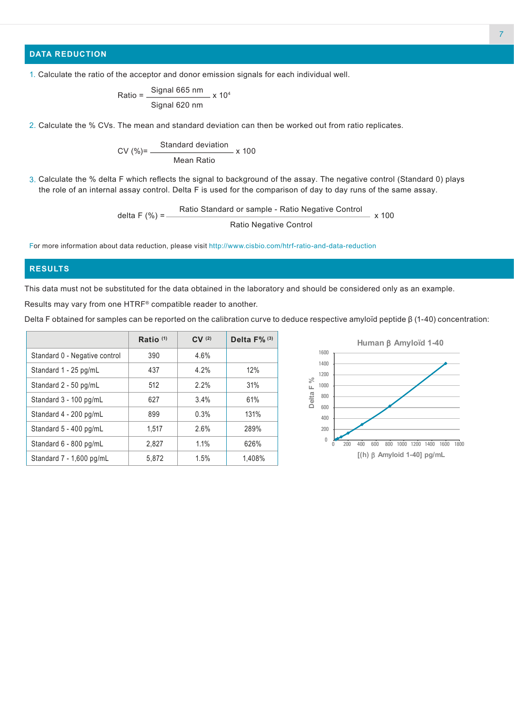## DATA REDUCTION

1. Calculate the ratio of the acceptor and donor emission signals for each individual well.

$$\text{Ratio} = \frac{\text{Signal 665 nm}}{\text{Signal 620 nm}} \times 10^4$$

2. Calculate the % CVs. The mean and standard deviation can then be worked out from ratio replicates.

$$\text{CV (\%)} = \frac{\text{Standard deviation}}{\text{Mean Ratio}} \times 100$$

3. Calculate the % delta F which reflects the signal to background of the assay. The negative control (Standard 0) plays the role of an internal assay control. Delta F is used for the comparison of day to day runs of the same assay.

$$\text{delta F (\%)} = \frac{\text{Ratio Standard or sample - Ratio Negative Control}}{\text{Ratio Negative Control}} \times 100$$

For more information about data reduction, please visit http://www.cisbio.com/htrf-ratio-and-data-reduction

## RESULTS

This data must not be substituted for the data obtained in the laboratory and should be considered only as an example.

Results may vary from one HTRF® compatible reader to another.

Delta F obtained for samples can be reported on the calibration curve to deduce respective amyloïd peptide β (1-40) concentration:

| | Ratio [(1)] | CV [(2)] | Delta F% [(3)] |
|---|---|---|---|
| Standard 0 - Negative control | 390 | 4.6% | |
| Standard 1 - 25 pg/mL | 437 | 4.2% | 12% |
| Standard 2 - 50 pg/mL | 512 | 2.2% | 31% |
| Standard 3 - 100 pg/mL | 627 | 3.4% | 61% |
| Standard 4 - 200 pg/mL | 899 | 0.3% | 131% |
| Standard 5 - 400 pg/mL | 1,517 | 2.6% | 289% |
| Standard 6 - 800 pg/mL | 2,827 | 1.1% | 626% |
| Standard 7 - 1,600 pg/mL | 5,872 | 1.5% | 1,408% |

Human β Amyloïd 1-40

Delta F %

[(h) β Amyloid 1-40] pg/mL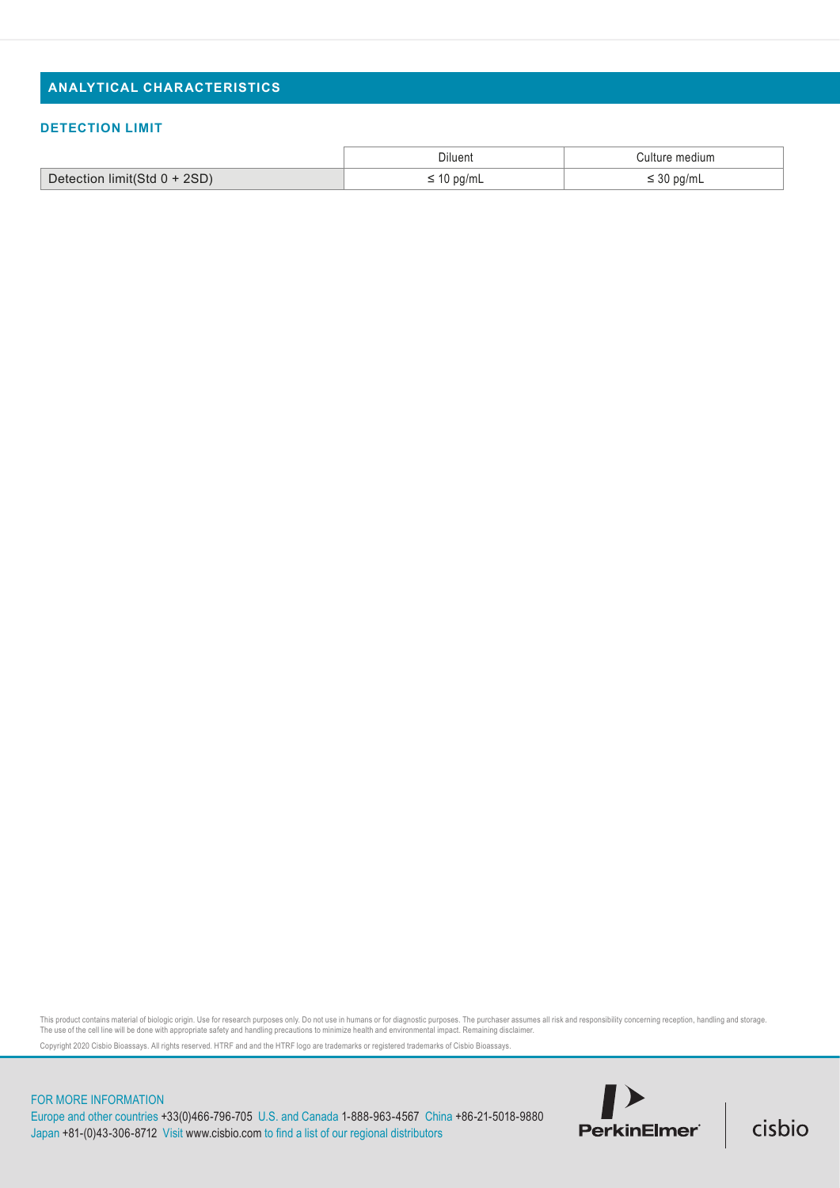## ANALYTICAL CHARACTERISTICS

### DETECTION LIMIT

| | Diluent | Culture medium |
|---|---|---|
| Detection limit(Std 0 + 2SD) | ≤ 10 pg/mL | ≤ 30 pg/mL |

This product contains material of biologic origin. Use for research purposes only. Do not use in humans or for diagnostic purposes. The purchaser assumes all risk and responsibility concerning reception, handling and storage. The use of the cell line will be done with appropriate safety and handling precautions to minimize health and environmental impact. Remaining disclaimer.

Copyright 2020 Cisbio Bioassays. All rights reserved. HTRF and and the HTRF logo are trademarks or registered trademarks of Cisbio Bioassays.

FOR MORE INFORMATION
Europe and other countries +33(0)466-796-705 U.S. and Canada 1-888-963-4567 China +86-21-5018-9880
Japan +81-(0)43-306-8712 Visit www.cisbio.com to find a list of our regional distributors

PerkinElmer | cisbio